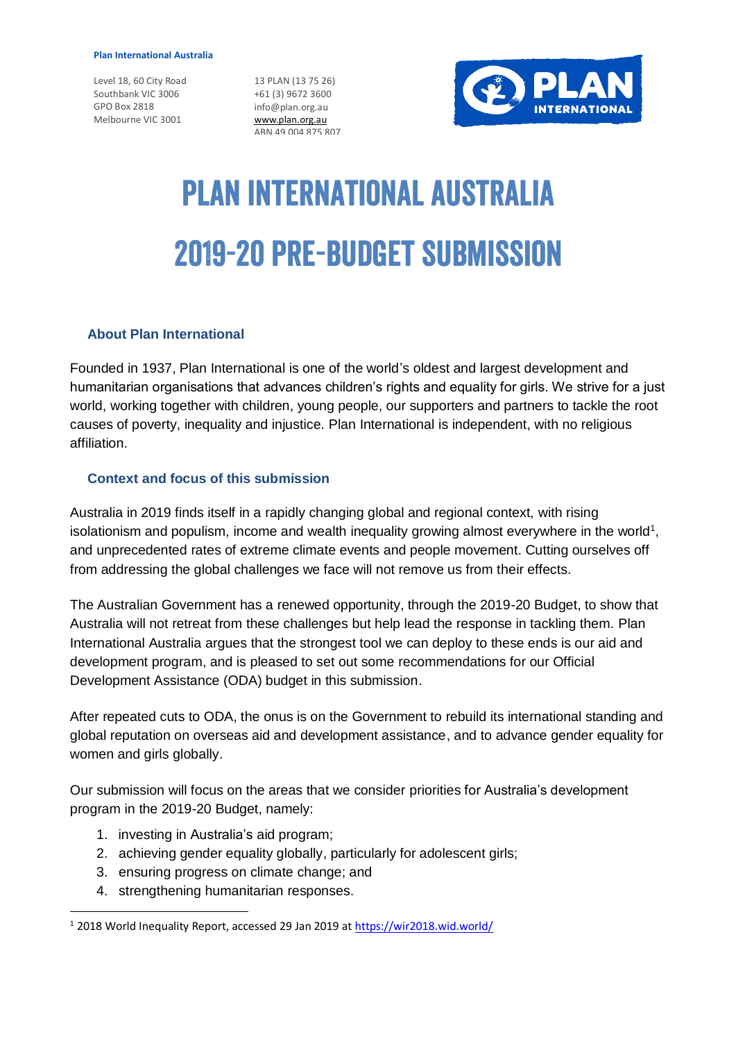Plan International Australia

Level 18, 60 City Road
Southbank VIC 3006
GPO Box 2818
Melbourne VIC 3001

13 PLAN (13 75 26)
+61 (3) 9672 3600
info@plan.org.au
www.plan.org.au
ABN 49 004 875 807

# PLAN INTERNATIONAL AUSTRALIA 2019-20 PRE-BUDGET SUBMISSION

## About Plan International

Founded in 1937, Plan International is one of the world's oldest and largest development and humanitarian organisations that advances children's rights and equality for girls. We strive for a just world, working together with children, young people, our supporters and partners to tackle the root causes of poverty, inequality and injustice. Plan International is independent, with no religious affiliation.

## Context and focus of this submission

Australia in 2019 finds itself in a rapidly changing global and regional context, with rising isolationism and populism, income and wealth inequality growing almost everywhere in the world[1], and unprecedented rates of extreme climate events and people movement. Cutting ourselves off from addressing the global challenges we face will not remove us from their effects.

The Australian Government has a renewed opportunity, through the 2019-20 Budget, to show that Australia will not retreat from these challenges but help lead the response in tackling them. Plan International Australia argues that the strongest tool we can deploy to these ends is our aid and development program, and is pleased to set out some recommendations for our Official Development Assistance (ODA) budget in this submission.

After repeated cuts to ODA, the onus is on the Government to rebuild its international standing and global reputation on overseas aid and development assistance, and to advance gender equality for women and girls globally.

Our submission will focus on the areas that we consider priorities for Australia's development program in the 2019-20 Budget, namely:

1. investing in Australia's aid program;
2. achieving gender equality globally, particularly for adolescent girls;
3. ensuring progress on climate change; and
4. strengthening humanitarian responses.

[1] 2018 World Inequality Report, accessed 29 Jan 2019 at https://wir2018.wid.world/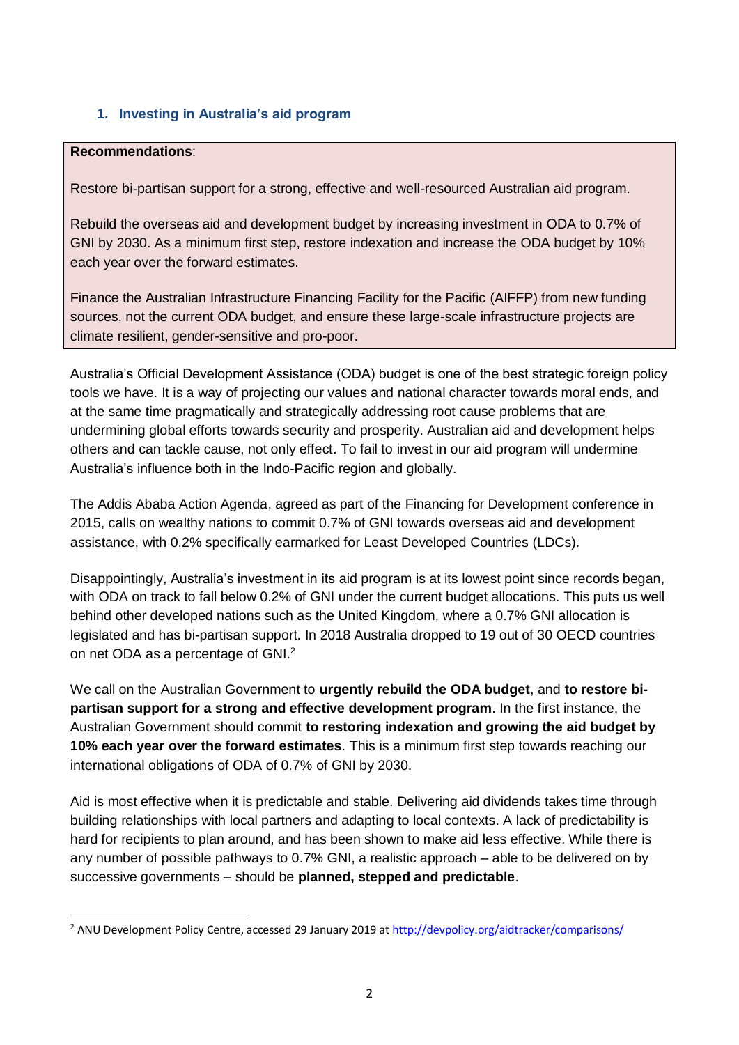## 1. Investing in Australia's aid program

**Recommendations**:

Restore bi-partisan support for a strong, effective and well-resourced Australian aid program.

Rebuild the overseas aid and development budget by increasing investment in ODA to 0.7% of GNI by 2030. As a minimum first step, restore indexation and increase the ODA budget by 10% each year over the forward estimates.

Finance the Australian Infrastructure Financing Facility for the Pacific (AIFFP) from new funding sources, not the current ODA budget, and ensure these large-scale infrastructure projects are climate resilient, gender-sensitive and pro-poor.

Australia's Official Development Assistance (ODA) budget is one of the best strategic foreign policy tools we have. It is a way of projecting our values and national character towards moral ends, and at the same time pragmatically and strategically addressing root cause problems that are undermining global efforts towards security and prosperity. Australian aid and development helps others and can tackle cause, not only effect. To fail to invest in our aid program will undermine Australia's influence both in the Indo-Pacific region and globally.

The Addis Ababa Action Agenda, agreed as part of the Financing for Development conference in 2015, calls on wealthy nations to commit 0.7% of GNI towards overseas aid and development assistance, with 0.2% specifically earmarked for Least Developed Countries (LDCs).

Disappointingly, Australia's investment in its aid program is at its lowest point since records began, with ODA on track to fall below 0.2% of GNI under the current budget allocations. This puts us well behind other developed nations such as the United Kingdom, where a 0.7% GNI allocation is legislated and has bi-partisan support. In 2018 Australia dropped to 19 out of 30 OECD countries on net ODA as a percentage of GNI.[2]

We call on the Australian Government to **urgently rebuild the ODA budget**, and **to restore bi-partisan support for a strong and effective development program**. In the first instance, the Australian Government should commit **to restoring indexation and growing the aid budget by 10% each year over the forward estimates**. This is a minimum first step towards reaching our international obligations of ODA of 0.7% of GNI by 2030.

Aid is most effective when it is predictable and stable. Delivering aid dividends takes time through building relationships with local partners and adapting to local contexts. A lack of predictability is hard for recipients to plan around, and has been shown to make aid less effective. While there is any number of possible pathways to 0.7% GNI, a realistic approach – able to be delivered on by successive governments – should be **planned, stepped and predictable**.

---

[2] ANU Development Policy Centre, accessed 29 January 2019 at http://devpolicy.org/aidtracker/comparisons/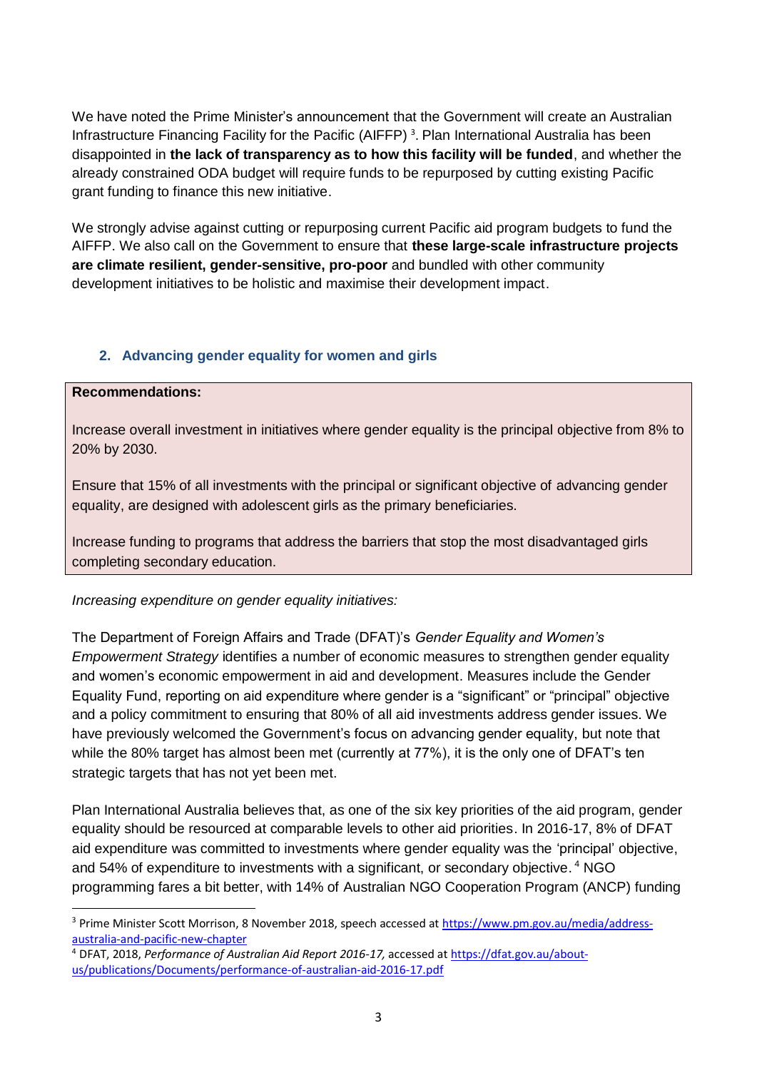We have noted the Prime Minister's announcement that the Government will create an Australian Infrastructure Financing Facility for the Pacific (AIFFP) [3]. Plan International Australia has been disappointed in **the lack of transparency as to how this facility will be funded**, and whether the already constrained ODA budget will require funds to be repurposed by cutting existing Pacific grant funding to finance this new initiative.

We strongly advise against cutting or repurposing current Pacific aid program budgets to fund the AIFFP. We also call on the Government to ensure that **these large-scale infrastructure projects are climate resilient, gender-sensitive, pro-poor** and bundled with other community development initiatives to be holistic and maximise their development impact.

## 2. Advancing gender equality for women and girls

**Recommendations:**

Increase overall investment in initiatives where gender equality is the principal objective from 8% to 20% by 2030.

Ensure that 15% of all investments with the principal or significant objective of advancing gender equality, are designed with adolescent girls as the primary beneficiaries.

Increase funding to programs that address the barriers that stop the most disadvantaged girls completing secondary education.

*Increasing expenditure on gender equality initiatives:*

The Department of Foreign Affairs and Trade (DFAT)'s *Gender Equality and Women's Empowerment Strategy* identifies a number of economic measures to strengthen gender equality and women's economic empowerment in aid and development. Measures include the Gender Equality Fund, reporting on aid expenditure where gender is a "significant" or "principal" objective and a policy commitment to ensuring that 80% of all aid investments address gender issues. We have previously welcomed the Government's focus on advancing gender equality, but note that while the 80% target has almost been met (currently at 77%), it is the only one of DFAT's ten strategic targets that has not yet been met.

Plan International Australia believes that, as one of the six key priorities of the aid program, gender equality should be resourced at comparable levels to other aid priorities. In 2016-17, 8% of DFAT aid expenditure was committed to investments where gender equality was the 'principal' objective, and 54% of expenditure to investments with a significant, or secondary objective. [4] NGO programming fares a bit better, with 14% of Australian NGO Cooperation Program (ANCP) funding

---

[3] Prime Minister Scott Morrison, 8 November 2018, speech accessed at https://www.pm.gov.au/media/address-australia-and-pacific-new-chapter

[4] DFAT, 2018, *Performance of Australian Aid Report 2016-17,* accessed at https://dfat.gov.au/about-us/publications/Documents/performance-of-australian-aid-2016-17.pdf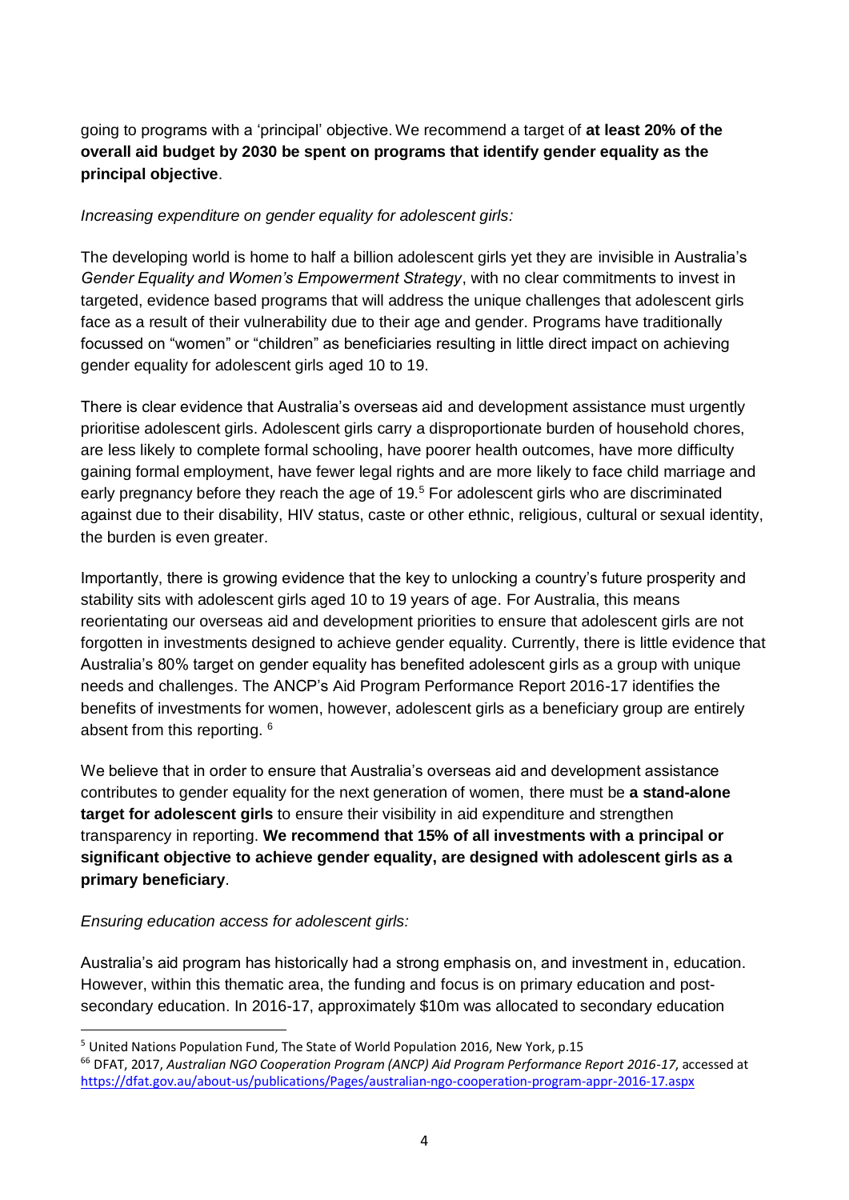going to programs with a 'principal' objective. We recommend a target of **at least 20% of the overall aid budget by 2030 be spent on programs that identify gender equality as the principal objective**.

*Increasing expenditure on gender equality for adolescent girls:*

The developing world is home to half a billion adolescent girls yet they are invisible in Australia's *Gender Equality and Women's Empowerment Strategy*, with no clear commitments to invest in targeted, evidence based programs that will address the unique challenges that adolescent girls face as a result of their vulnerability due to their age and gender. Programs have traditionally focussed on "women" or "children" as beneficiaries resulting in little direct impact on achieving gender equality for adolescent girls aged 10 to 19.

There is clear evidence that Australia's overseas aid and development assistance must urgently prioritise adolescent girls. Adolescent girls carry a disproportionate burden of household chores, are less likely to complete formal schooling, have poorer health outcomes, have more difficulty gaining formal employment, have fewer legal rights and are more likely to face child marriage and early pregnancy before they reach the age of 19.[5] For adolescent girls who are discriminated against due to their disability, HIV status, caste or other ethnic, religious, cultural or sexual identity, the burden is even greater.

Importantly, there is growing evidence that the key to unlocking a country's future prosperity and stability sits with adolescent girls aged 10 to 19 years of age. For Australia, this means reorientating our overseas aid and development priorities to ensure that adolescent girls are not forgotten in investments designed to achieve gender equality. Currently, there is little evidence that Australia's 80% target on gender equality has benefited adolescent girls as a group with unique needs and challenges. The ANCP's Aid Program Performance Report 2016-17 identifies the benefits of investments for women, however, adolescent girls as a beneficiary group are entirely absent from this reporting. [6]

We believe that in order to ensure that Australia's overseas aid and development assistance contributes to gender equality for the next generation of women, there must be **a stand-alone target for adolescent girls** to ensure their visibility in aid expenditure and strengthen transparency in reporting. **We recommend that 15% of all investments with a principal or significant objective to achieve gender equality, are designed with adolescent girls as a primary beneficiary**.

*Ensuring education access for adolescent girls:*

Australia's aid program has historically had a strong emphasis on, and investment in, education. However, within this thematic area, the funding and focus is on primary education and post-secondary education. In 2016-17, approximately $10m was allocated to secondary education

---

[5] United Nations Population Fund, The State of World Population 2016, New York, p.15

[66] DFAT, 2017, *Australian NGO Cooperation Program (ANCP) Aid Program Performance Report 2016-17*, accessed at https://dfat.gov.au/about-us/publications/Pages/australian-ngo-cooperation-program-appr-2016-17.aspx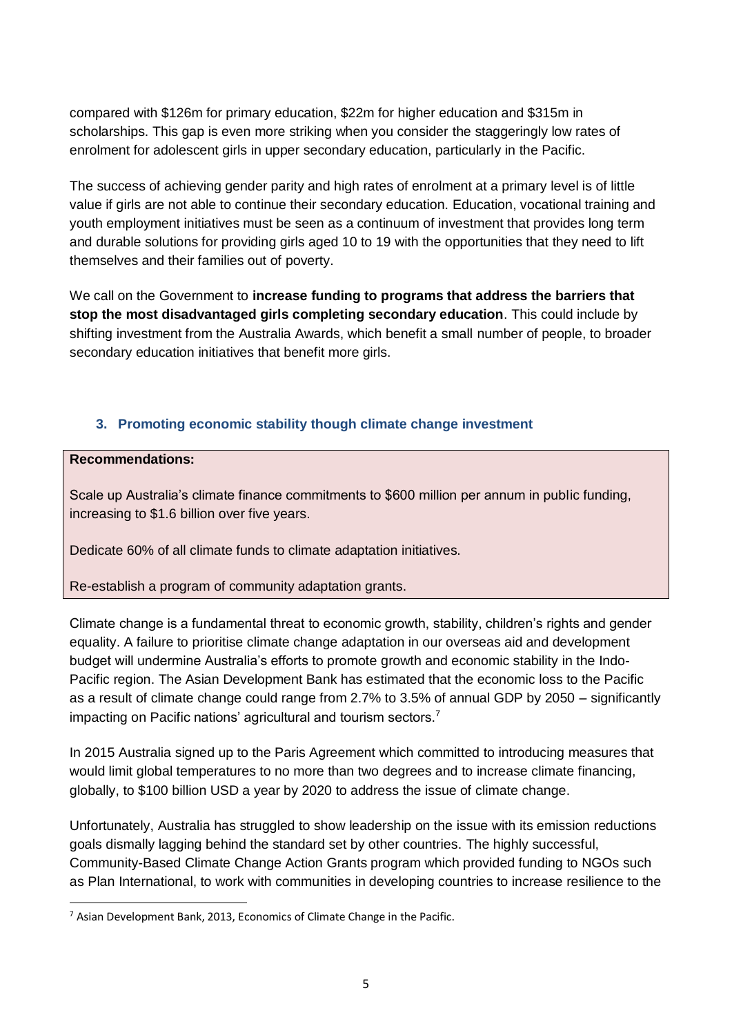compared with $126m for primary education, $22m for higher education and $315m in scholarships. This gap is even more striking when you consider the staggeringly low rates of enrolment for adolescent girls in upper secondary education, particularly in the Pacific.

The success of achieving gender parity and high rates of enrolment at a primary level is of little value if girls are not able to continue their secondary education. Education, vocational training and youth employment initiatives must be seen as a continuum of investment that provides long term and durable solutions for providing girls aged 10 to 19 with the opportunities that they need to lift themselves and their families out of poverty.

We call on the Government to **increase funding to programs that address the barriers that stop the most disadvantaged girls completing secondary education**. This could include by shifting investment from the Australia Awards, which benefit a small number of people, to broader secondary education initiatives that benefit more girls.

### 3. Promoting economic stability though climate change investment

**Recommendations:**

Scale up Australia's climate finance commitments to $600 million per annum in public funding, increasing to $1.6 billion over five years.

Dedicate 60% of all climate funds to climate adaptation initiatives.

Re-establish a program of community adaptation grants.

Climate change is a fundamental threat to economic growth, stability, children's rights and gender equality. A failure to prioritise climate change adaptation in our overseas aid and development budget will undermine Australia's efforts to promote growth and economic stability in the Indo-Pacific region. The Asian Development Bank has estimated that the economic loss to the Pacific as a result of climate change could range from 2.7% to 3.5% of annual GDP by 2050 – significantly impacting on Pacific nations' agricultural and tourism sectors.[7]

In 2015 Australia signed up to the Paris Agreement which committed to introducing measures that would limit global temperatures to no more than two degrees and to increase climate financing, globally, to $100 billion USD a year by 2020 to address the issue of climate change.

Unfortunately, Australia has struggled to show leadership on the issue with its emission reductions goals dismally lagging behind the standard set by other countries. The highly successful, Community-Based Climate Change Action Grants program which provided funding to NGOs such as Plan International, to work with communities in developing countries to increase resilience to the

[7] Asian Development Bank, 2013, Economics of Climate Change in the Pacific.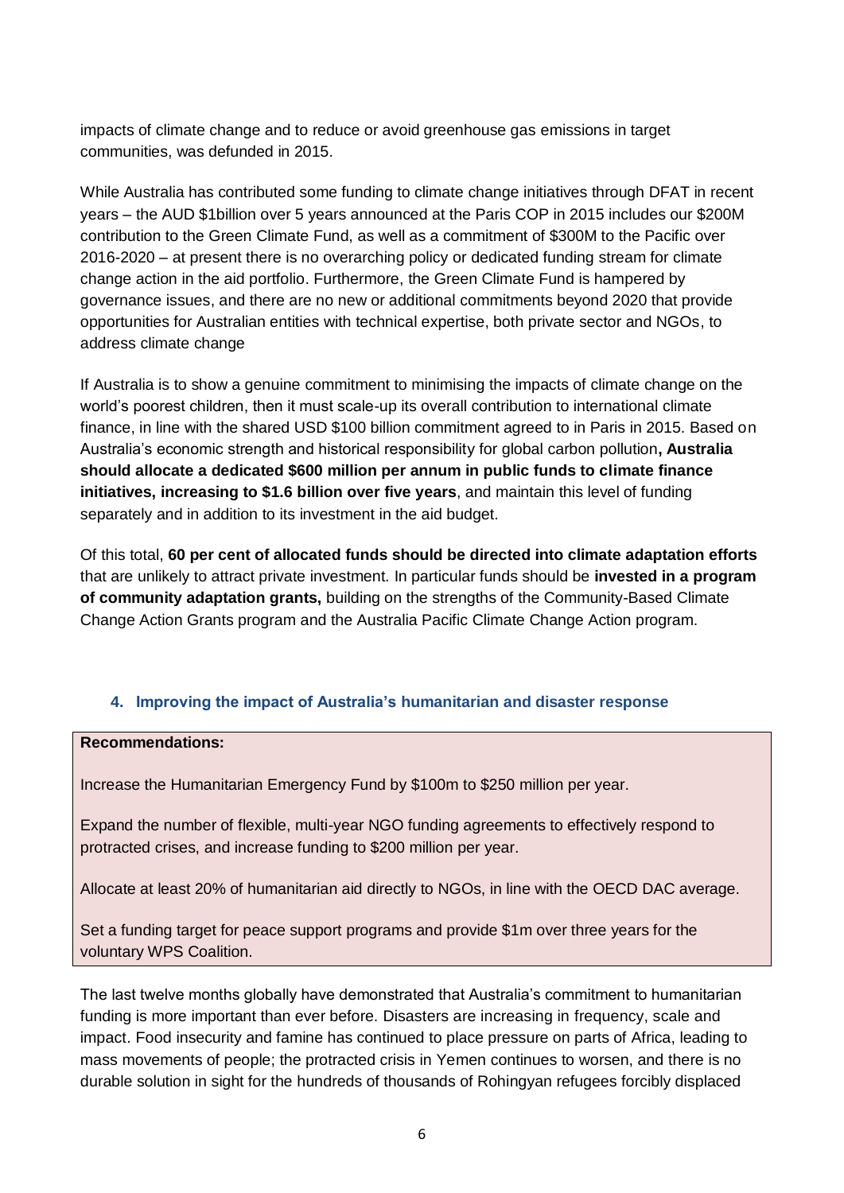impacts of climate change and to reduce or avoid greenhouse gas emissions in target communities, was defunded in 2015.

While Australia has contributed some funding to climate change initiatives through DFAT in recent years – the AUD $1billion over 5 years announced at the Paris COP in 2015 includes our $200M contribution to the Green Climate Fund, as well as a commitment of $300M to the Pacific over 2016-2020 – at present there is no overarching policy or dedicated funding stream for climate change action in the aid portfolio. Furthermore, the Green Climate Fund is hampered by governance issues, and there are no new or additional commitments beyond 2020 that provide opportunities for Australian entities with technical expertise, both private sector and NGOs, to address climate change

If Australia is to show a genuine commitment to minimising the impacts of climate change on the world's poorest children, then it must scale-up its overall contribution to international climate finance, in line with the shared USD $100 billion commitment agreed to in Paris in 2015. Based on Australia's economic strength and historical responsibility for global carbon pollution**, Australia should allocate a dedicated $600 million per annum in public funds to climate finance initiatives, increasing to $1.6 billion over five years**, and maintain this level of funding separately and in addition to its investment in the aid budget.

Of this total, **60 per cent of allocated funds should be directed into climate adaptation efforts** that are unlikely to attract private investment. In particular funds should be **invested in a program of community adaptation grants,** building on the strengths of the Community-Based Climate Change Action Grants program and the Australia Pacific Climate Change Action program.

### 4. Improving the impact of Australia's humanitarian and disaster response

**Recommendations:**

Increase the Humanitarian Emergency Fund by $100m to $250 million per year.

Expand the number of flexible, multi-year NGO funding agreements to effectively respond to protracted crises, and increase funding to $200 million per year.

Allocate at least 20% of humanitarian aid directly to NGOs, in line with the OECD DAC average.

Set a funding target for peace support programs and provide $1m over three years for the voluntary WPS Coalition.

The last twelve months globally have demonstrated that Australia's commitment to humanitarian funding is more important than ever before. Disasters are increasing in frequency, scale and impact. Food insecurity and famine has continued to place pressure on parts of Africa, leading to mass movements of people; the protracted crisis in Yemen continues to worsen, and there is no durable solution in sight for the hundreds of thousands of Rohingyan refugees forcibly displaced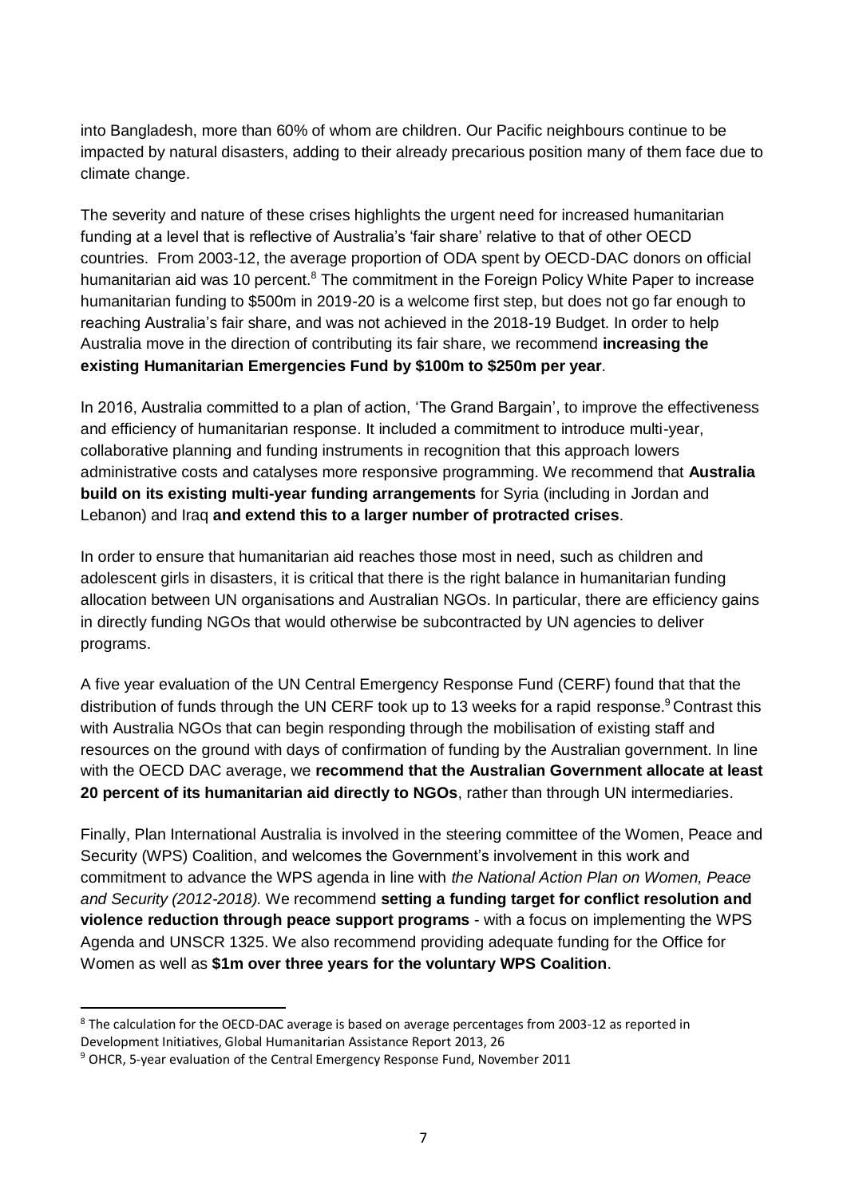into Bangladesh, more than 60% of whom are children. Our Pacific neighbours continue to be impacted by natural disasters, adding to their already precarious position many of them face due to climate change.

The severity and nature of these crises highlights the urgent need for increased humanitarian funding at a level that is reflective of Australia's 'fair share' relative to that of other OECD countries. From 2003-12, the average proportion of ODA spent by OECD-DAC donors on official humanitarian aid was 10 percent.[8] The commitment in the Foreign Policy White Paper to increase humanitarian funding to $500m in 2019-20 is a welcome first step, but does not go far enough to reaching Australia's fair share, and was not achieved in the 2018-19 Budget. In order to help Australia move in the direction of contributing its fair share, we recommend **increasing the existing Humanitarian Emergencies Fund by $100m to $250m per year**.

In 2016, Australia committed to a plan of action, 'The Grand Bargain', to improve the effectiveness and efficiency of humanitarian response. It included a commitment to introduce multi-year, collaborative planning and funding instruments in recognition that this approach lowers administrative costs and catalyses more responsive programming. We recommend that **Australia build on its existing multi-year funding arrangements** for Syria (including in Jordan and Lebanon) and Iraq **and extend this to a larger number of protracted crises**.

In order to ensure that humanitarian aid reaches those most in need, such as children and adolescent girls in disasters, it is critical that there is the right balance in humanitarian funding allocation between UN organisations and Australian NGOs. In particular, there are efficiency gains in directly funding NGOs that would otherwise be subcontracted by UN agencies to deliver programs.

A five year evaluation of the UN Central Emergency Response Fund (CERF) found that that the distribution of funds through the UN CERF took up to 13 weeks for a rapid response.[9] Contrast this with Australia NGOs that can begin responding through the mobilisation of existing staff and resources on the ground with days of confirmation of funding by the Australian government. In line with the OECD DAC average, we **recommend that the Australian Government allocate at least 20 percent of its humanitarian aid directly to NGOs**, rather than through UN intermediaries.

Finally, Plan International Australia is involved in the steering committee of the Women, Peace and Security (WPS) Coalition, and welcomes the Government's involvement in this work and commitment to advance the WPS agenda in line with *the National Action Plan on Women, Peace and Security (2012-2018).* We recommend **setting a funding target for conflict resolution and violence reduction through peace support programs** - with a focus on implementing the WPS Agenda and UNSCR 1325. We also recommend providing adequate funding for the Office for Women as well as **$1m over three years for the voluntary WPS Coalition**.

---

[8] The calculation for the OECD-DAC average is based on average percentages from 2003-12 as reported in Development Initiatives, Global Humanitarian Assistance Report 2013, 26

[9] OHCR, 5-year evaluation of the Central Emergency Response Fund, November 2011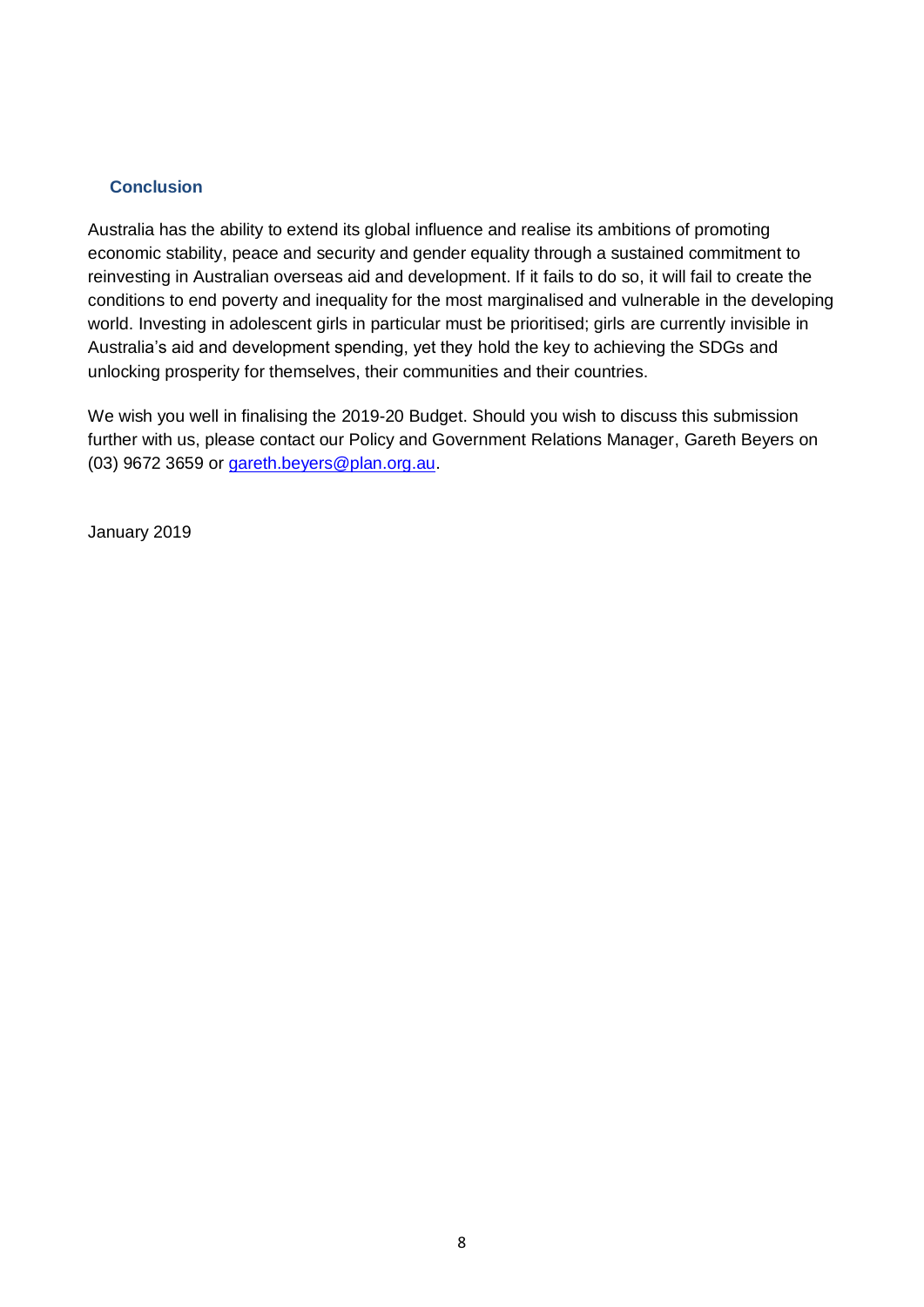## Conclusion

Australia has the ability to extend its global influence and realise its ambitions of promoting economic stability, peace and security and gender equality through a sustained commitment to reinvesting in Australian overseas aid and development. If it fails to do so, it will fail to create the conditions to end poverty and inequality for the most marginalised and vulnerable in the developing world. Investing in adolescent girls in particular must be prioritised; girls are currently invisible in Australia's aid and development spending, yet they hold the key to achieving the SDGs and unlocking prosperity for themselves, their communities and their countries.

We wish you well in finalising the 2019-20 Budget. Should you wish to discuss this submission further with us, please contact our Policy and Government Relations Manager, Gareth Beyers on (03) 9672 3659 or gareth.beyers@plan.org.au.

January 2019